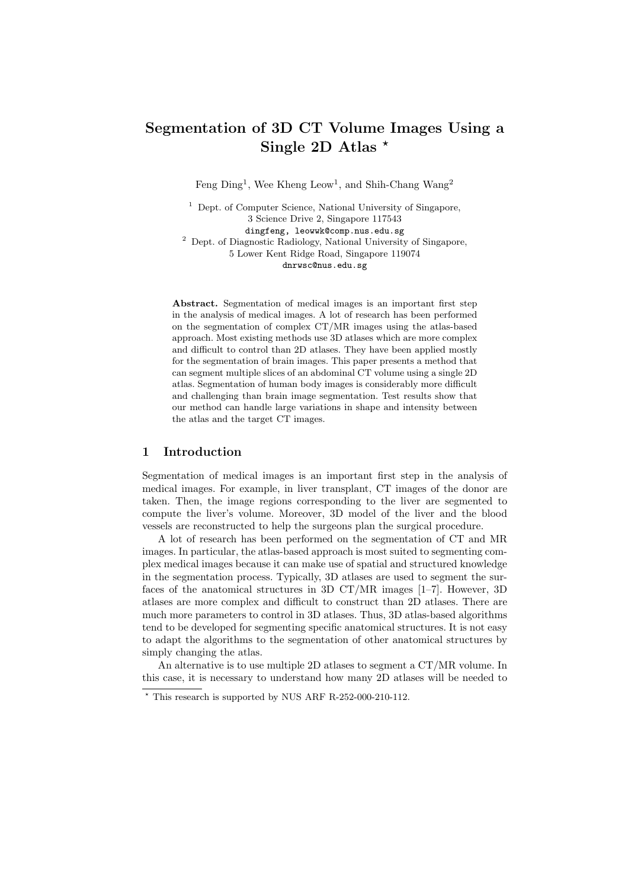# Segmentation of 3D CT Volume Images Using a Single 2D Atlas *

Feng Ding[1], Wee Kheng Leow[1], and Shih-Chang Wang[2]

[1] Dept. of Computer Science, National University of Singapore,
3 Science Drive 2, Singapore 117543
dingfeng, leowwk@comp.nus.edu.sg

[2] Dept. of Diagnostic Radiology, National University of Singapore,
5 Lower Kent Ridge Road, Singapore 119074
dnrwsc@nus.edu.sg

**Abstract.** Segmentation of medical images is an important first step in the analysis of medical images. A lot of research has been performed on the segmentation of complex CT/MR images using the atlas-based approach. Most existing methods use 3D atlases which are more complex and difficult to control than 2D atlases. They have been applied mostly for the segmentation of brain images. This paper presents a method that can segment multiple slices of an abdominal CT volume using a single 2D atlas. Segmentation of human body images is considerably more difficult and challenging than brain image segmentation. Test results show that our method can handle large variations in shape and intensity between the atlas and the target CT images.

## 1 Introduction

Segmentation of medical images is an important first step in the analysis of medical images. For example, in liver transplant, CT images of the donor are taken. Then, the image regions corresponding to the liver are segmented to compute the liver's volume. Moreover, 3D model of the liver and the blood vessels are reconstructed to help the surgeons plan the surgical procedure.

A lot of research has been performed on the segmentation of CT and MR images. In particular, the atlas-based approach is most suited to segmenting complex medical images because it can make use of spatial and structured knowledge in the segmentation process. Typically, 3D atlases are used to segment the surfaces of the anatomical structures in 3D CT/MR images [1–7]. However, 3D atlases are more complex and difficult to construct than 2D atlases. There are much more parameters to control in 3D atlases. Thus, 3D atlas-based algorithms tend to be developed for segmenting specific anatomical structures. It is not easy to adapt the algorithms to the segmentation of other anatomical structures by simply changing the atlas.

An alternative is to use multiple 2D atlases to segment a CT/MR volume. In this case, it is necessary to understand how many 2D atlases will be needed to

* This research is supported by NUS ARF R-252-000-210-112.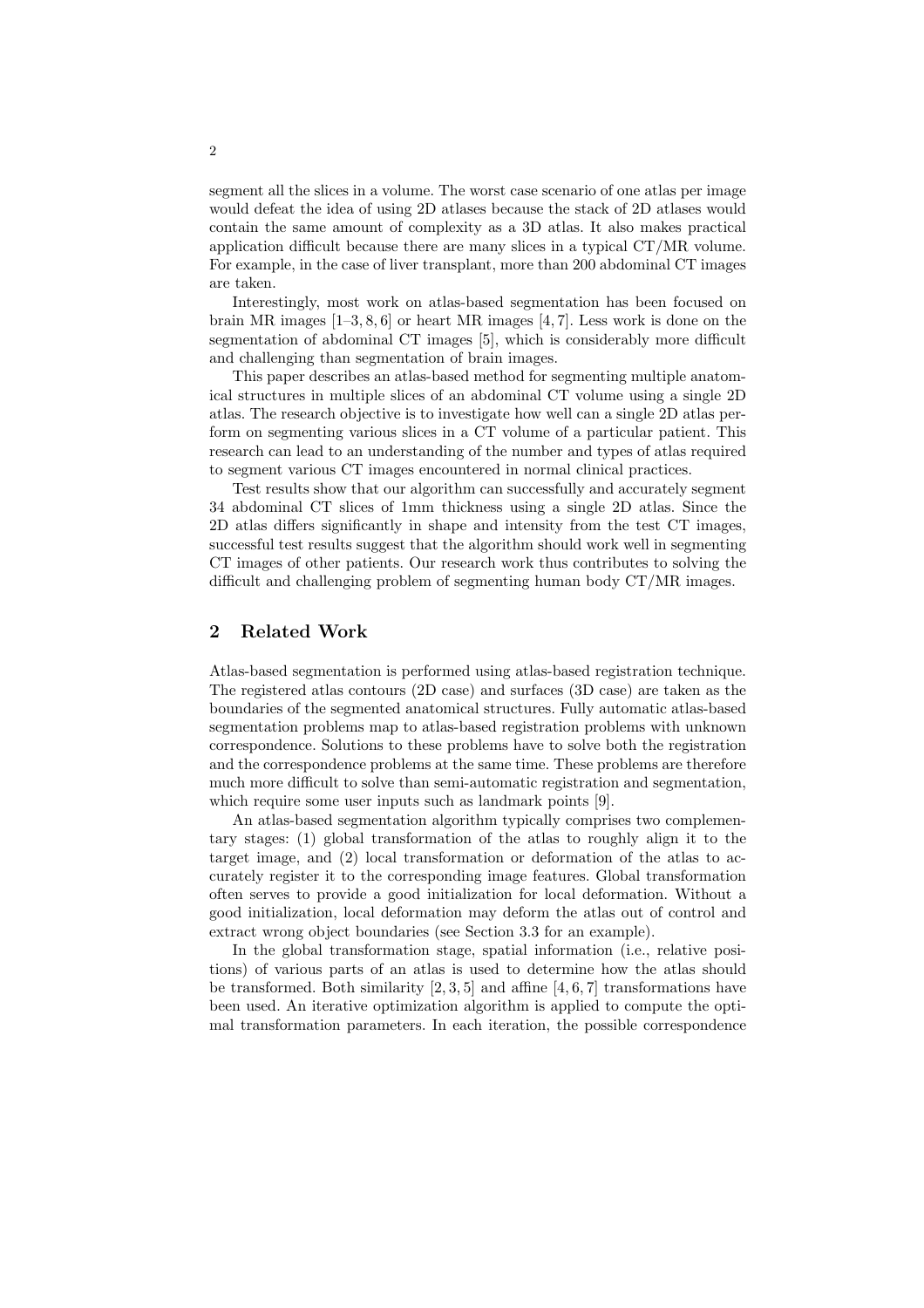segment all the slices in a volume. The worst case scenario of one atlas per image would defeat the idea of using 2D atlases because the stack of 2D atlases would contain the same amount of complexity as a 3D atlas. It also makes practical application difficult because there are many slices in a typical CT/MR volume. For example, in the case of liver transplant, more than 200 abdominal CT images are taken.

Interestingly, most work on atlas-based segmentation has been focused on brain MR images [1–3, 8, 6] or heart MR images [4, 7]. Less work is done on the segmentation of abdominal CT images [5], which is considerably more difficult and challenging than segmentation of brain images.

This paper describes an atlas-based method for segmenting multiple anatomical structures in multiple slices of an abdominal CT volume using a single 2D atlas. The research objective is to investigate how well can a single 2D atlas perform on segmenting various slices in a CT volume of a particular patient. This research can lead to an understanding of the number and types of atlas required to segment various CT images encountered in normal clinical practices.

Test results show that our algorithm can successfully and accurately segment 34 abdominal CT slices of 1mm thickness using a single 2D atlas. Since the 2D atlas differs significantly in shape and intensity from the test CT images, successful test results suggest that the algorithm should work well in segmenting CT images of other patients. Our research work thus contributes to solving the difficult and challenging problem of segmenting human body CT/MR images.

## 2 Related Work

Atlas-based segmentation is performed using atlas-based registration technique. The registered atlas contours (2D case) and surfaces (3D case) are taken as the boundaries of the segmented anatomical structures. Fully automatic atlas-based segmentation problems map to atlas-based registration problems with unknown correspondence. Solutions to these problems have to solve both the registration and the correspondence problems at the same time. These problems are therefore much more difficult to solve than semi-automatic registration and segmentation, which require some user inputs such as landmark points [9].

An atlas-based segmentation algorithm typically comprises two complementary stages: (1) global transformation of the atlas to roughly align it to the target image, and (2) local transformation or deformation of the atlas to accurately register it to the corresponding image features. Global transformation often serves to provide a good initialization for local deformation. Without a good initialization, local deformation may deform the atlas out of control and extract wrong object boundaries (see Section 3.3 for an example).

In the global transformation stage, spatial information (i.e., relative positions) of various parts of an atlas is used to determine how the atlas should be transformed. Both similarity [2, 3, 5] and affine [4, 6, 7] transformations have been used. An iterative optimization algorithm is applied to compute the optimal transformation parameters. In each iteration, the possible correspondence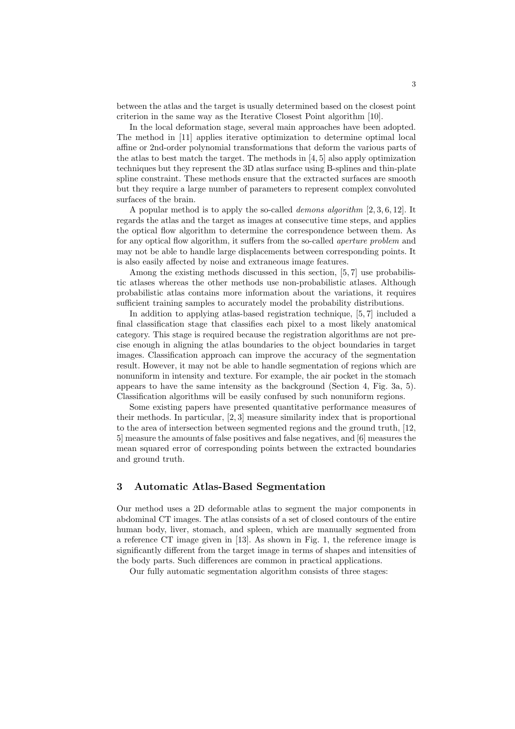between the atlas and the target is usually determined based on the closest point criterion in the same way as the Iterative Closest Point algorithm [10].

In the local deformation stage, several main approaches have been adopted. The method in [11] applies iterative optimization to determine optimal local affine or 2nd-order polynomial transformations that deform the various parts of the atlas to best match the target. The methods in [4, 5] also apply optimization techniques but they represent the 3D atlas surface using B-splines and thin-plate spline constraint. These methods ensure that the extracted surfaces are smooth but they require a large number of parameters to represent complex convoluted surfaces of the brain.

A popular method is to apply the so-called *demons algorithm* [2, 3, 6, 12]. It regards the atlas and the target as images at consecutive time steps, and applies the optical flow algorithm to determine the correspondence between them. As for any optical flow algorithm, it suffers from the so-called *aperture problem* and may not be able to handle large displacements between corresponding points. It is also easily affected by noise and extraneous image features.

Among the existing methods discussed in this section, [5, 7] use probabilistic atlases whereas the other methods use non-probabilistic atlases. Although probabilistic atlas contains more information about the variations, it requires sufficient training samples to accurately model the probability distributions.

In addition to applying atlas-based registration technique, [5, 7] included a final classification stage that classifies each pixel to a most likely anatomical category. This stage is required because the registration algorithms are not precise enough in aligning the atlas boundaries to the object boundaries in target images. Classification approach can improve the accuracy of the segmentation result. However, it may not be able to handle segmentation of regions which are nonuniform in intensity and texture. For example, the air pocket in the stomach appears to have the same intensity as the background (Section 4, Fig. 3a, 5). Classification algorithms will be easily confused by such nonuniform regions.

Some existing papers have presented quantitative performance measures of their methods. In particular, [2, 3] measure similarity index that is proportional to the area of intersection between segmented regions and the ground truth, [12, 5] measure the amounts of false positives and false negatives, and [6] measures the mean squared error of corresponding points between the extracted boundaries and ground truth.

## 3 Automatic Atlas-Based Segmentation

Our method uses a 2D deformable atlas to segment the major components in abdominal CT images. The atlas consists of a set of closed contours of the entire human body, liver, stomach, and spleen, which are manually segmented from a reference CT image given in [13]. As shown in Fig. 1, the reference image is significantly different from the target image in terms of shapes and intensities of the body parts. Such differences are common in practical applications.

Our fully automatic segmentation algorithm consists of three stages: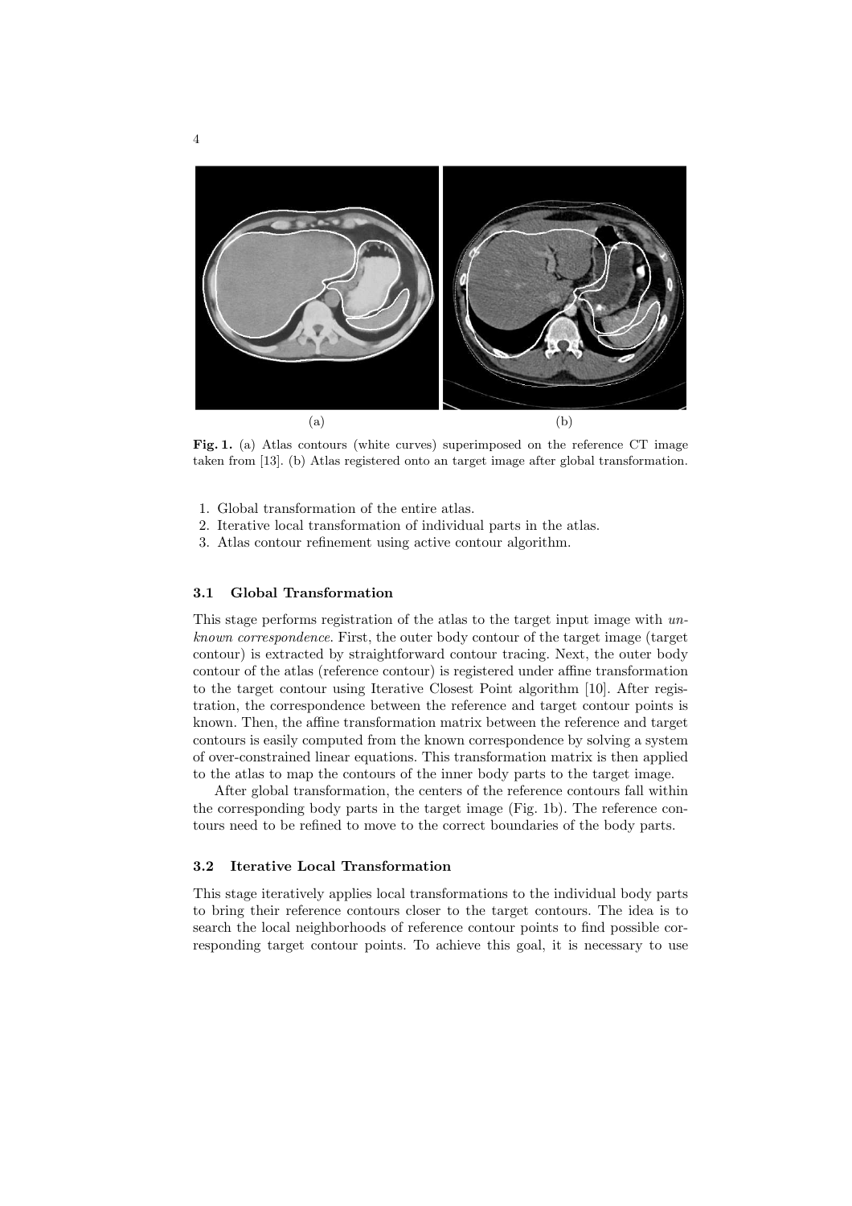(a) (b)

**Fig. 1.** (a) Atlas contours (white curves) superimposed on the reference CT image taken from [13]. (b) Atlas registered onto an target image after global transformation.

1. Global transformation of the entire atlas.
2. Iterative local transformation of individual parts in the atlas.
3. Atlas contour refinement using active contour algorithm.

### 3.1 Global Transformation

This stage performs registration of the atlas to the target input image with *unknown correspondence*. First, the outer body contour of the target image (target contour) is extracted by straightforward contour tracing. Next, the outer body contour of the atlas (reference contour) is registered under affine transformation to the target contour using Iterative Closest Point algorithm [10]. After registration, the correspondence between the reference and target contour points is known. Then, the affine transformation matrix between the reference and target contours is easily computed from the known correspondence by solving a system of over-constrained linear equations. This transformation matrix is then applied to the atlas to map the contours of the inner body parts to the target image.

After global transformation, the centers of the reference contours fall within the corresponding body parts in the target image (Fig. 1b). The reference contours need to be refined to move to the correct boundaries of the body parts.

### 3.2 Iterative Local Transformation

This stage iteratively applies local transformations to the individual body parts to bring their reference contours closer to the target contours. The idea is to search the local neighborhoods of reference contour points to find possible corresponding target contour points. To achieve this goal, it is necessary to use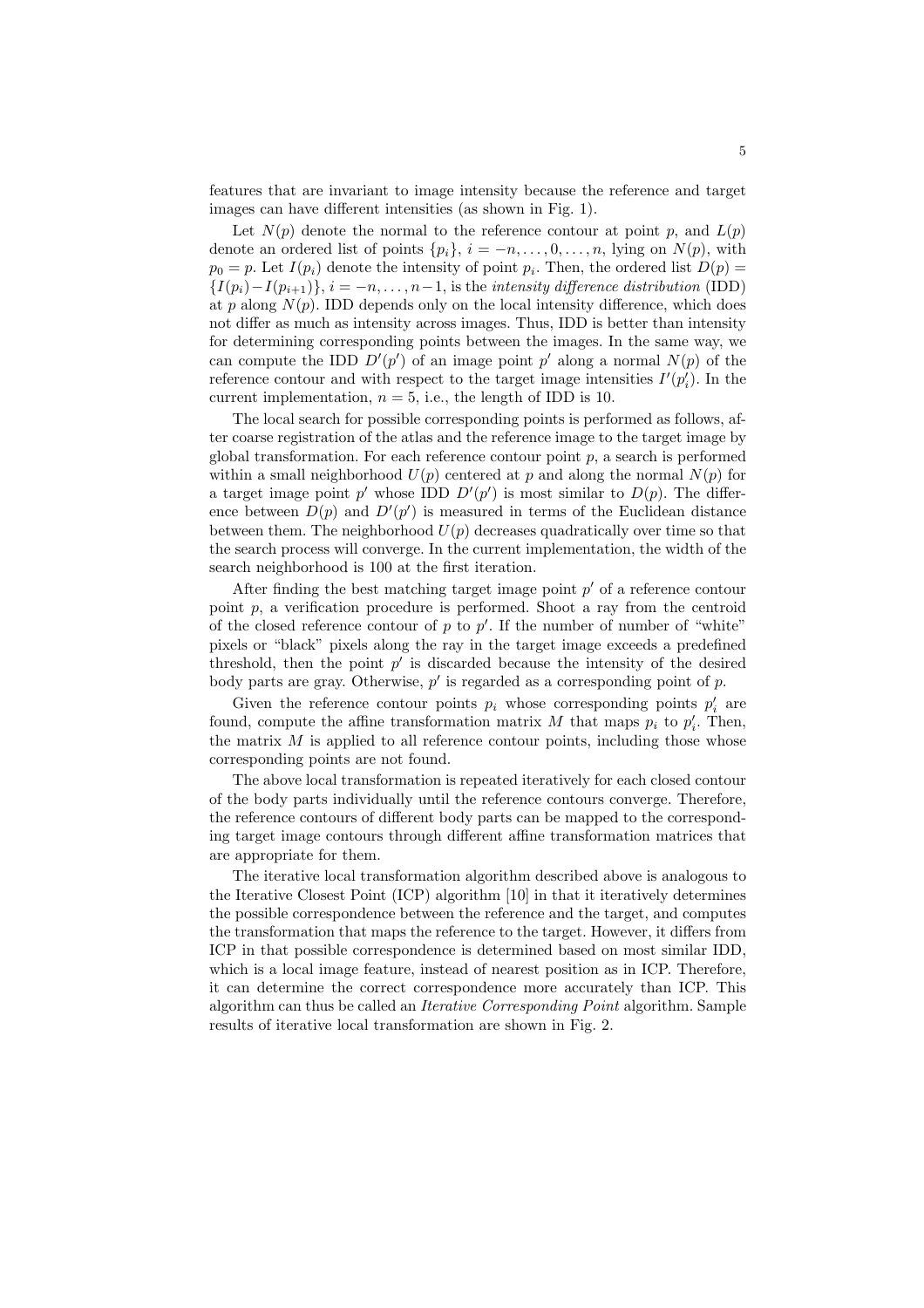features that are invariant to image intensity because the reference and target images can have different intensities (as shown in Fig. 1).

Let $N(p)$ denote the normal to the reference contour at point $p$, and $L(p)$ denote an ordered list of points $\{p_i\}$, $i = -n, \ldots, 0, \ldots, n$, lying on $N(p)$, with $p_0 = p$. Let $I(p_i)$ denote the intensity of point $p_i$. Then, the ordered list $D(p) = \{I(p_i) - I(p_{i+1})\}$, $i = -n, \ldots, n-1$, is the *intensity difference distribution* (IDD) at $p$ along $N(p)$. IDD depends only on the local intensity difference, which does not differ as much as intensity across images. Thus, IDD is better than intensity for determining corresponding points between the images. In the same way, we can compute the IDD $D'(p')$ of an image point $p'$ along a normal $N(p)$ of the reference contour and with respect to the target image intensities $I'(p'_i)$. In the current implementation, $n = 5$, i.e., the length of IDD is 10.

The local search for possible corresponding points is performed as follows, after coarse registration of the atlas and the reference image to the target image by global transformation. For each reference contour point $p$, a search is performed within a small neighborhood $U(p)$ centered at $p$ and along the normal $N(p)$ for a target image point $p'$ whose IDD $D'(p')$ is most similar to $D(p)$. The difference between $D(p)$ and $D'(p')$ is measured in terms of the Euclidean distance between them. The neighborhood $U(p)$ decreases quadratically over time so that the search process will converge. In the current implementation, the width of the search neighborhood is 100 at the first iteration.

After finding the best matching target image point $p'$ of a reference contour point $p$, a verification procedure is performed. Shoot a ray from the centroid of the closed reference contour of $p$ to $p'$. If the number of number of "white" pixels or "black" pixels along the ray in the target image exceeds a predefined threshold, then the point $p'$ is discarded because the intensity of the desired body parts are gray. Otherwise, $p'$ is regarded as a corresponding point of $p$.

Given the reference contour points $p_i$ whose corresponding points $p'_i$ are found, compute the affine transformation matrix $M$ that maps $p_i$ to $p'_i$. Then, the matrix $M$ is applied to all reference contour points, including those whose corresponding points are not found.

The above local transformation is repeated iteratively for each closed contour of the body parts individually until the reference contours converge. Therefore, the reference contours of different body parts can be mapped to the corresponding target image contours through different affine transformation matrices that are appropriate for them.

The iterative local transformation algorithm described above is analogous to the Iterative Closest Point (ICP) algorithm [10] in that it iteratively determines the possible correspondence between the reference and the target, and computes the transformation that maps the reference to the target. However, it differs from ICP in that possible correspondence is determined based on most similar IDD, which is a local image feature, instead of nearest position as in ICP. Therefore, it can determine the correct correspondence more accurately than ICP. This algorithm can thus be called an *Iterative Corresponding Point* algorithm. Sample results of iterative local transformation are shown in Fig. 2.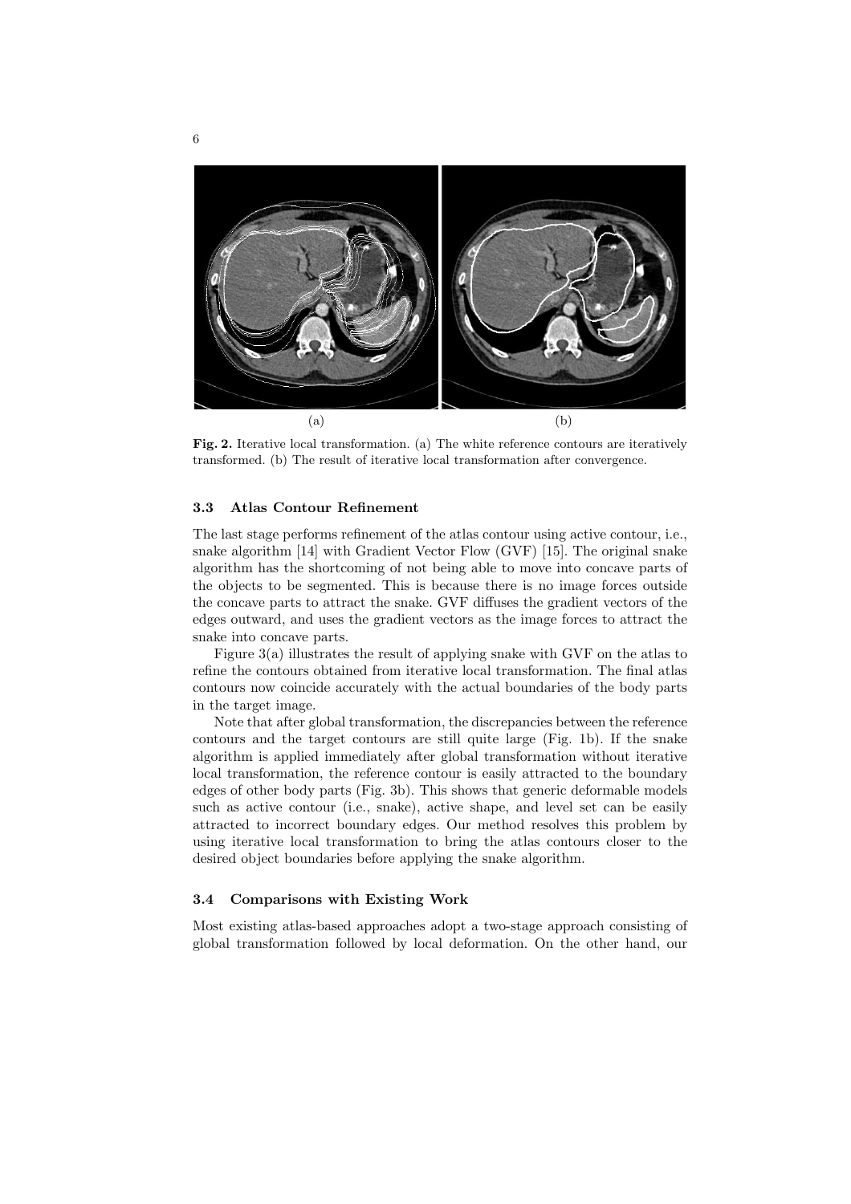(a) (b)

**Fig. 2.** Iterative local transformation. (a) The white reference contours are iteratively transformed. (b) The result of iterative local transformation after convergence.

### 3.3 Atlas Contour Refinement

The last stage performs refinement of the atlas contour using active contour, i.e., snake algorithm [14] with Gradient Vector Flow (GVF) [15]. The original snake algorithm has the shortcoming of not being able to move into concave parts of the objects to be segmented. This is because there is no image forces outside the concave parts to attract the snake. GVF diffuses the gradient vectors of the edges outward, and uses the gradient vectors as the image forces to attract the snake into concave parts.

Figure 3(a) illustrates the result of applying snake with GVF on the atlas to refine the contours obtained from iterative local transformation. The final atlas contours now coincide accurately with the actual boundaries of the body parts in the target image.

Note that after global transformation, the discrepancies between the reference contours and the target contours are still quite large (Fig. 1b). If the snake algorithm is applied immediately after global transformation without iterative local transformation, the reference contour is easily attracted to the boundary edges of other body parts (Fig. 3b). This shows that generic deformable models such as active contour (i.e., snake), active shape, and level set can be easily attracted to incorrect boundary edges. Our method resolves this problem by using iterative local transformation to bring the atlas contours closer to the desired object boundaries before applying the snake algorithm.

### 3.4 Comparisons with Existing Work

Most existing atlas-based approaches adopt a two-stage approach consisting of global transformation followed by local deformation. On the other hand, our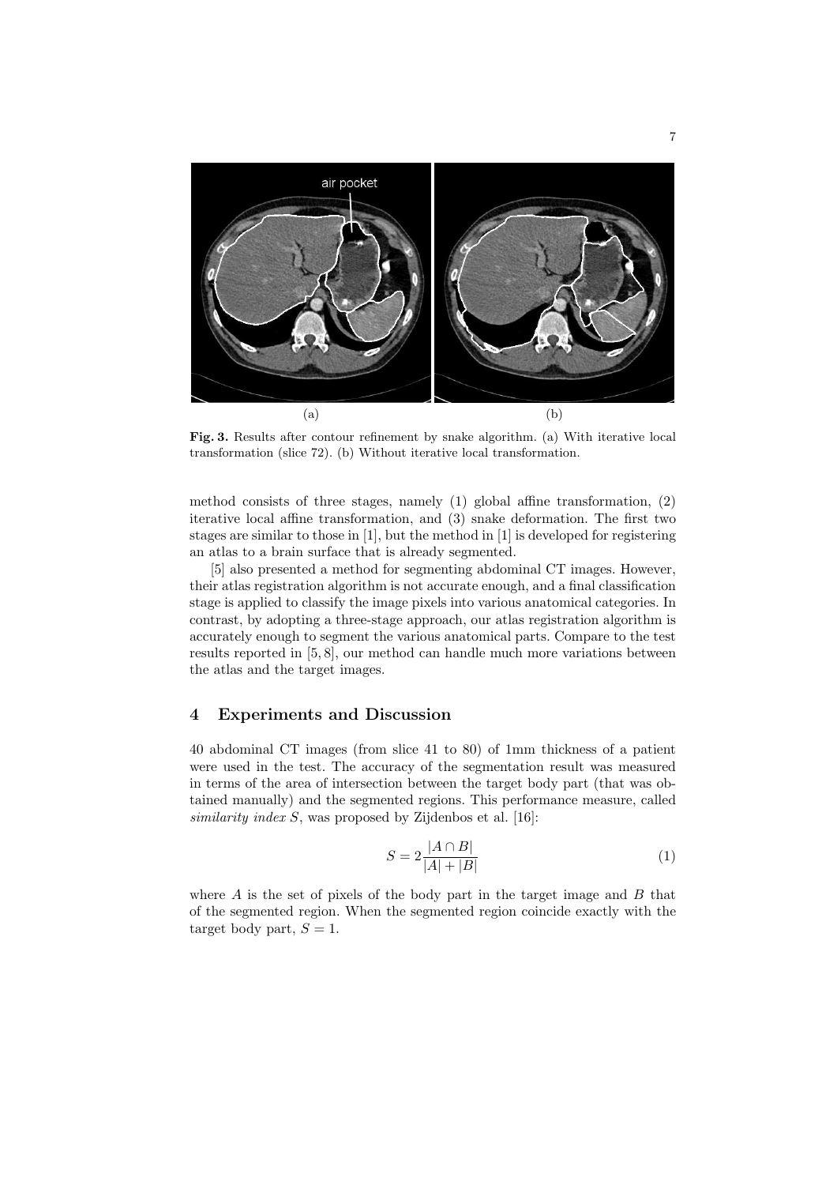Fig. 3. Results after contour refinement by snake algorithm. (a) With iterative local transformation (slice 72). (b) Without iterative local transformation.

method consists of three stages, namely (1) global affine transformation, (2) iterative local affine transformation, and (3) snake deformation. The first two stages are similar to those in [1], but the method in [1] is developed for registering an atlas to a brain surface that is already segmented.

[5] also presented a method for segmenting abdominal CT images. However, their atlas registration algorithm is not accurate enough, and a final classification stage is applied to classify the image pixels into various anatomical categories. In contrast, by adopting a three-stage approach, our atlas registration algorithm is accurately enough to segment the various anatomical parts. Compare to the test results reported in [5, 8], our method can handle much more variations between the atlas and the target images.

## 4 Experiments and Discussion

40 abdominal CT images (from slice 41 to 80) of 1mm thickness of a patient were used in the test. The accuracy of the segmentation result was measured in terms of the area of intersection between the target body part (that was obtained manually) and the segmented regions. This performance measure, called *similarity index* $S$, was proposed by Zijdenbos et al. [16]:

$$S = 2\frac{|A \cap B|}{|A| + |B|} \tag{1}$$

where $A$ is the set of pixels of the body part in the target image and $B$ that of the segmented region. When the segmented region coincide exactly with the target body part, $S = 1$.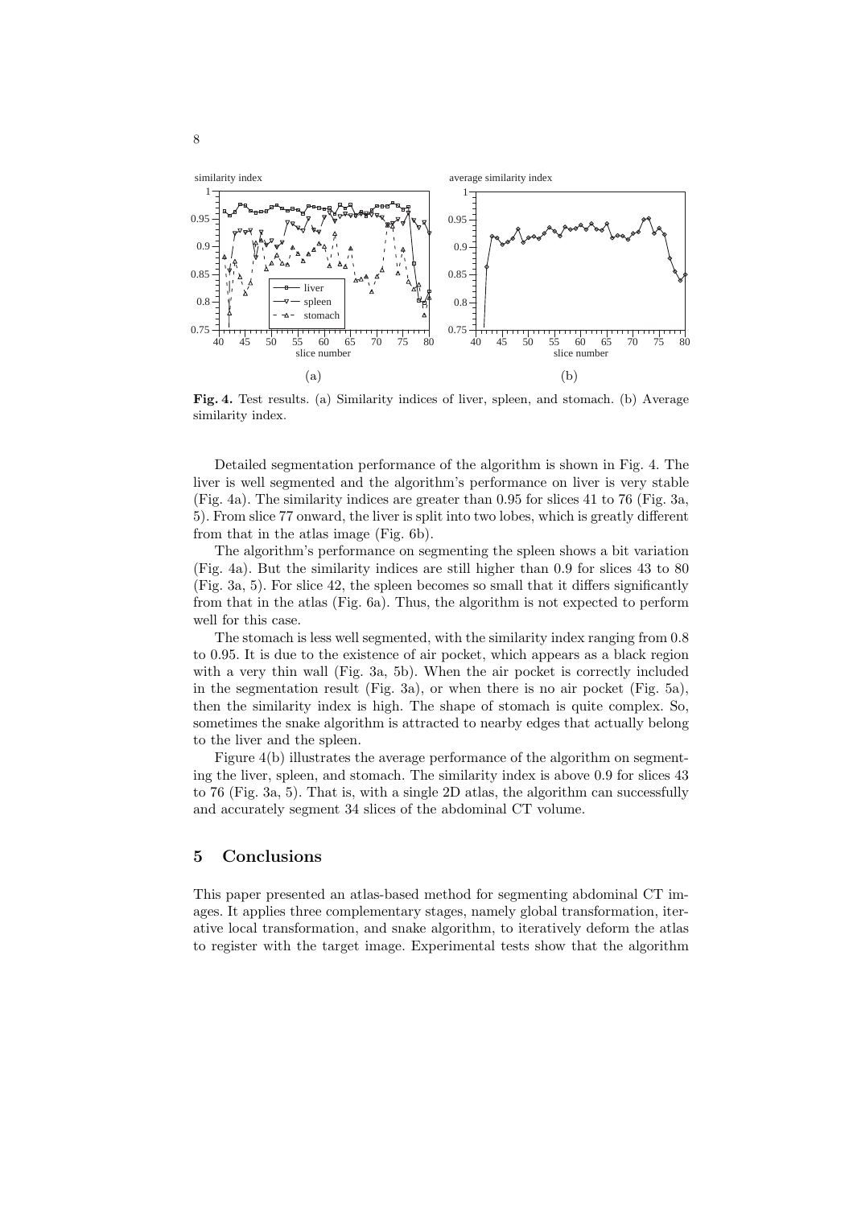**Fig. 4.** Test results. (a) Similarity indices of liver, spleen, and stomach. (b) Average similarity index.

Detailed segmentation performance of the algorithm is shown in Fig. 4. The liver is well segmented and the algorithm's performance on liver is very stable (Fig. 4a). The similarity indices are greater than 0.95 for slices 41 to 76 (Fig. 3a, 5). From slice 77 onward, the liver is split into two lobes, which is greatly different from that in the atlas image (Fig. 6b).

The algorithm's performance on segmenting the spleen shows a bit variation (Fig. 4a). But the similarity indices are still higher than 0.9 for slices 43 to 80 (Fig. 3a, 5). For slice 42, the spleen becomes so small that it differs significantly from that in the atlas (Fig. 6a). Thus, the algorithm is not expected to perform well for this case.

The stomach is less well segmented, with the similarity index ranging from 0.8 to 0.95. It is due to the existence of air pocket, which appears as a black region with a very thin wall (Fig. 3a, 5b). When the air pocket is correctly included in the segmentation result (Fig. 3a), or when there is no air pocket (Fig. 5a), then the similarity index is high. The shape of stomach is quite complex. So, sometimes the snake algorithm is attracted to nearby edges that actually belong to the liver and the spleen.

Figure 4(b) illustrates the average performance of the algorithm on segmenting the liver, spleen, and stomach. The similarity index is above 0.9 for slices 43 to 76 (Fig. 3a, 5). That is, with a single 2D atlas, the algorithm can successfully and accurately segment 34 slices of the abdominal CT volume.

## 5 Conclusions

This paper presented an atlas-based method for segmenting abdominal CT images. It applies three complementary stages, namely global transformation, iterative local transformation, and snake algorithm, to iteratively deform the atlas to register with the target image. Experimental tests show that the algorithm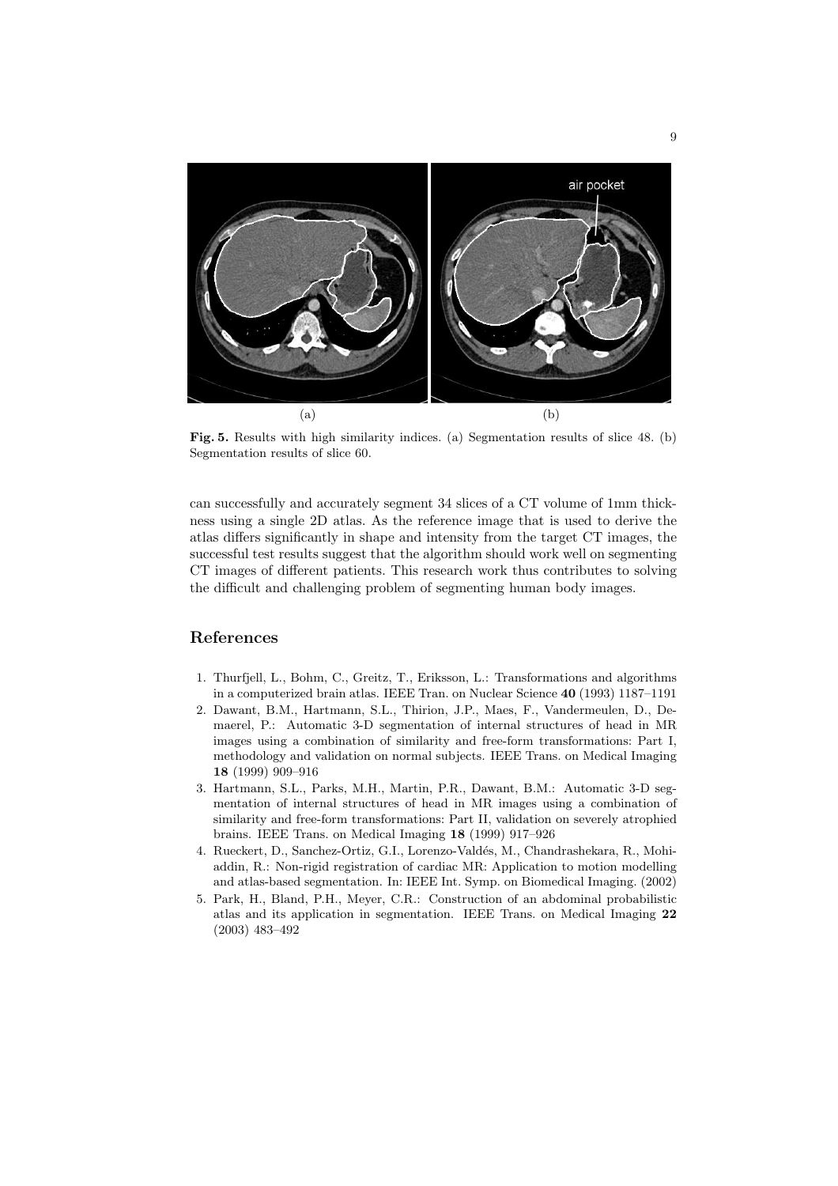(a) (b)

**Fig. 5.** Results with high similarity indices. (a) Segmentation results of slice 48. (b) Segmentation results of slice 60.

can successfully and accurately segment 34 slices of a CT volume of 1mm thickness using a single 2D atlas. As the reference image that is used to derive the atlas differs significantly in shape and intensity from the target CT images, the successful test results suggest that the algorithm should work well on segmenting CT images of different patients. This research work thus contributes to solving the difficult and challenging problem of segmenting human body images.

## References

1. Thurfjell, L., Bohm, C., Greitz, T., Eriksson, L.: Transformations and algorithms in a computerized brain atlas. IEEE Tran. on Nuclear Science **40** (1993) 1187–1191
2. Dawant, B.M., Hartmann, S.L., Thirion, J.P., Maes, F., Vandermeulen, D., Demaerel, P.: Automatic 3-D segmentation of internal structures of head in MR images using a combination of similarity and free-form transformations: Part I, methodology and validation on normal subjects. IEEE Trans. on Medical Imaging **18** (1999) 909–916
3. Hartmann, S.L., Parks, M.H., Martin, P.R., Dawant, B.M.: Automatic 3-D segmentation of internal structures of head in MR images using a combination of similarity and free-form transformations: Part II, validation on severely atrophied brains. IEEE Trans. on Medical Imaging **18** (1999) 917–926
4. Rueckert, D., Sanchez-Ortiz, G.I., Lorenzo-Valdés, M., Chandrashekara, R., Mohiaddin, R.: Non-rigid registration of cardiac MR: Application to motion modelling and atlas-based segmentation. In: IEEE Int. Symp. on Biomedical Imaging. (2002)
5. Park, H., Bland, P.H., Meyer, C.R.: Construction of an abdominal probabilistic atlas and its application in segmentation. IEEE Trans. on Medical Imaging **22** (2003) 483–492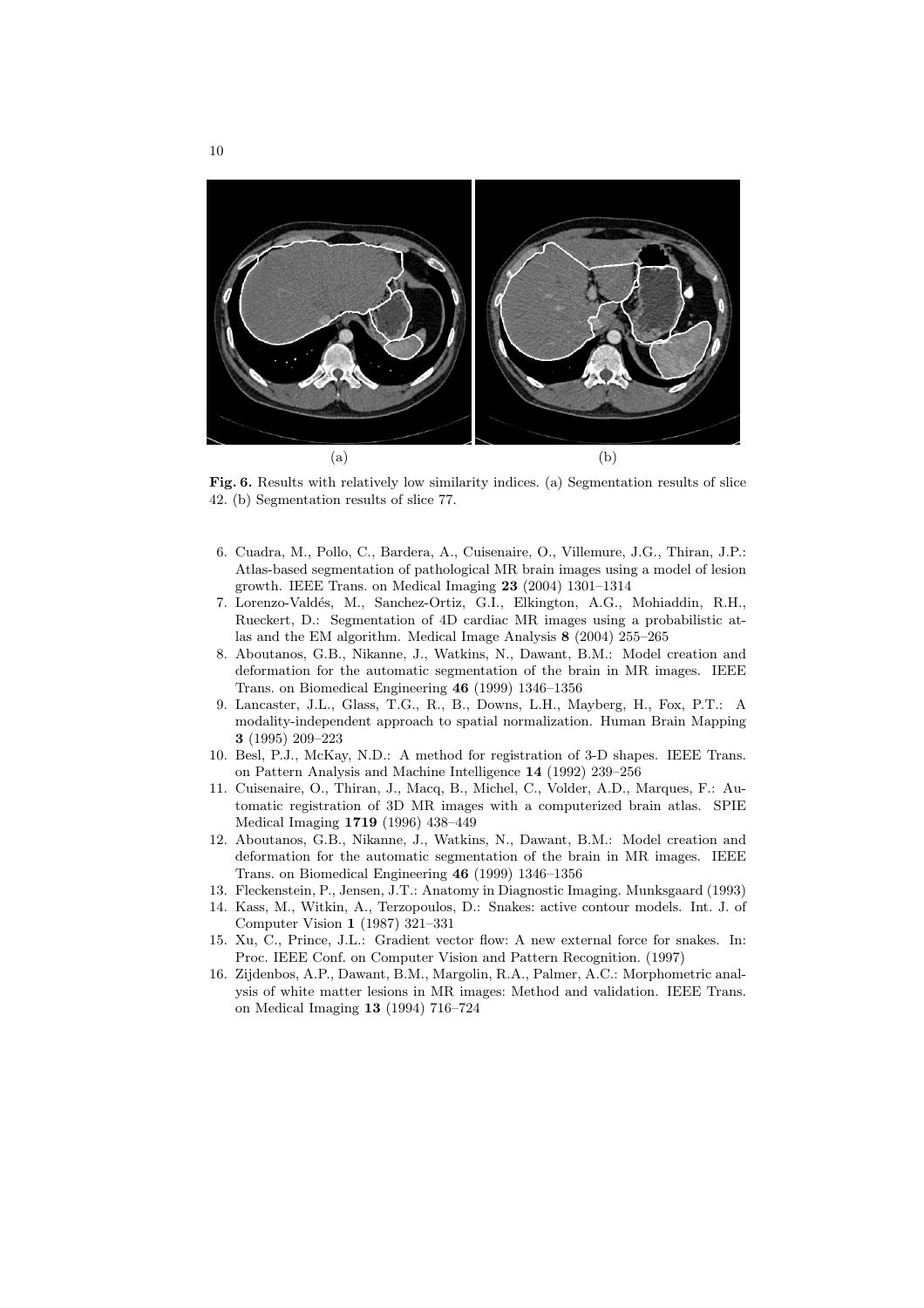(a) (b)

**Fig. 6.** Results with relatively low similarity indices. (a) Segmentation results of slice 42. (b) Segmentation results of slice 77.

6. Cuadra, M., Pollo, C., Bardera, A., Cuisenaire, O., Villemure, J.G., Thiran, J.P.: Atlas-based segmentation of pathological MR brain images using a model of lesion growth. IEEE Trans. on Medical Imaging **23** (2004) 1301–1314
7. Lorenzo-Valdés, M., Sanchez-Ortiz, G.I., Elkington, A.G., Mohiaddin, R.H., Rueckert, D.: Segmentation of 4D cardiac MR images using a probabilistic atlas and the EM algorithm. Medical Image Analysis **8** (2004) 255–265
8. Aboutanos, G.B., Nikanne, J., Watkins, N., Dawant, B.M.: Model creation and deformation for the automatic segmentation of the brain in MR images. IEEE Trans. on Biomedical Engineering **46** (1999) 1346–1356
9. Lancaster, J.L., Glass, T.G., R., B., Downs, L.H., Mayberg, H., Fox, P.T.: A modality-independent approach to spatial normalization. Human Brain Mapping **3** (1995) 209–223
10. Besl, P.J., McKay, N.D.: A method for registration of 3-D shapes. IEEE Trans. on Pattern Analysis and Machine Intelligence **14** (1992) 239–256
11. Cuisenaire, O., Thiran, J., Macq, B., Michel, C., Volder, A.D., Marques, F.: Automatic registration of 3D MR images with a computerized brain atlas. SPIE Medical Imaging **1719** (1996) 438–449
12. Aboutanos, G.B., Nikanne, J., Watkins, N., Dawant, B.M.: Model creation and deformation for the automatic segmentation of the brain in MR images. IEEE Trans. on Biomedical Engineering **46** (1999) 1346–1356
13. Fleckenstein, P., Jensen, J.T.: Anatomy in Diagnostic Imaging. Munksgaard (1993)
14. Kass, M., Witkin, A., Terzopoulos, D.: Snakes: active contour models. Int. J. of Computer Vision **1** (1987) 321–331
15. Xu, C., Prince, J.L.: Gradient vector flow: A new external force for snakes. In: Proc. IEEE Conf. on Computer Vision and Pattern Recognition. (1997)
16. Zijdenbos, A.P., Dawant, B.M., Margolin, R.A., Palmer, A.C.: Morphometric analysis of white matter lesions in MR images: Method and validation. IEEE Trans. on Medical Imaging **13** (1994) 716–724